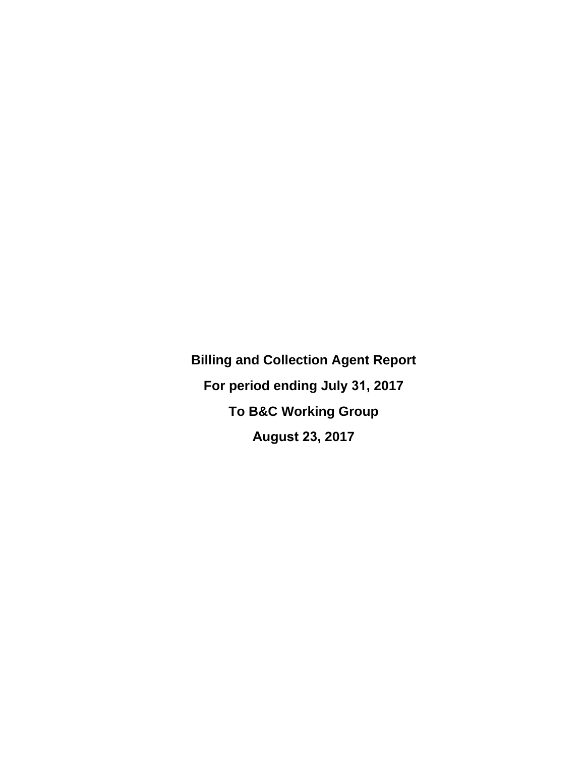# Billing and Collection Agent Report

**For period ending July 31, 2017**

**To B&C Working Group**

**August 23, 2017**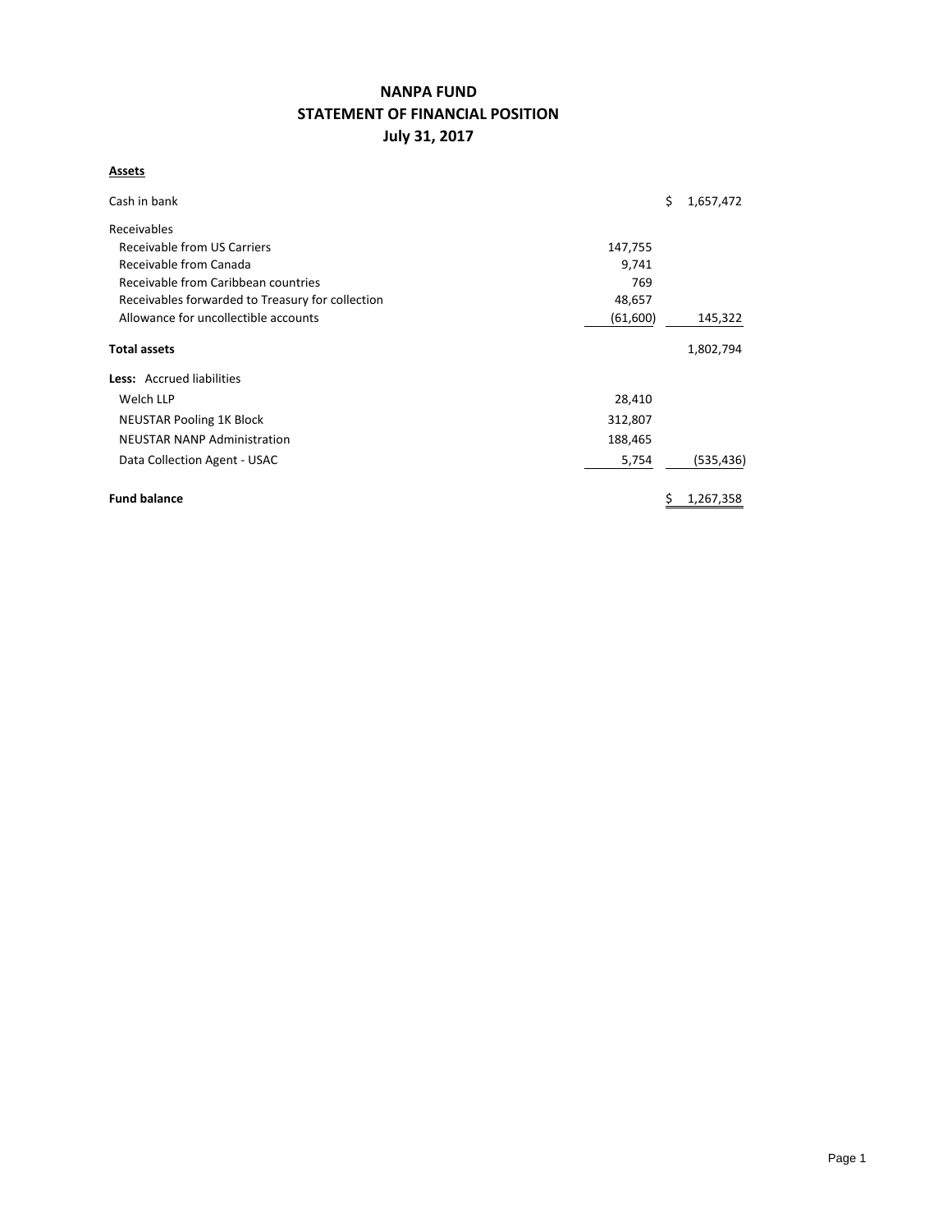# NANPA FUND
## STATEMENT OF FINANCIAL POSITION
### July 31, 2017

**Assets**

| | | |
|---|---|---|
| Cash in bank | | $ 1,657,472 |
| Receivables | | |
| Receivable from US Carriers | 147,755 | |
| Receivable from Canada | 9,741 | |
| Receivable from Caribbean countries | 769 | |
| Receivables forwarded to Treasury for collection | 48,657 | |
| Allowance for uncollectible accounts | (61,600) | 145,322 |
| **Total assets** | | 1,802,794 |
| **Less:** Accrued liabilities | | |
| Welch LLP | 28,410 | |
| NEUSTAR Pooling 1K Block | 312,807 | |
| NEUSTAR NANP Administration | 188,465 | |
| Data Collection Agent - USAC | 5,754 | (535,436) |
| **Fund balance** | | $ 1,267,358 |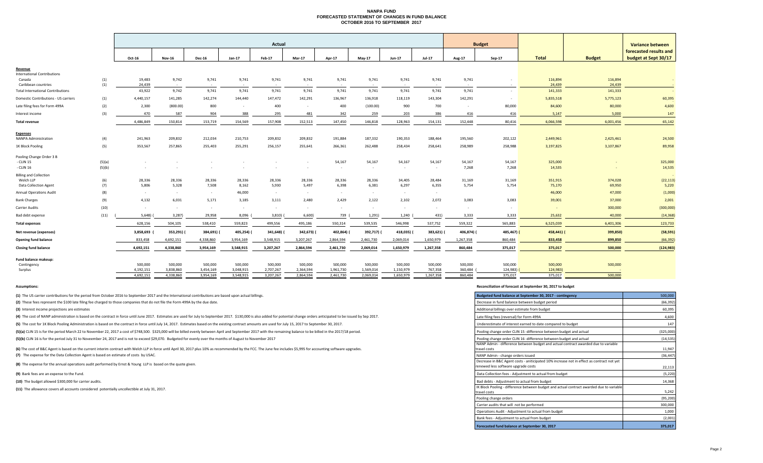# NANPA FUND
## FORECASTED STATEMENT OF CHANGES IN FUND BALANCE
## OCTOBER 2016 TO SEPTEMBER 2017

| | | Actual | | | | | | | | | | Budget | | | | Variance between forecasted results and budget at Sept 30/17 |
|---|---|---|---|---|---|---|---|---|---|---|---|---|---|---|---|---|
| | | Oct-16 | Nov-16 | Dec-16 | Jan-17 | Feb-17 | Mar-17 | Apr-17 | May-17 | Jun-17 | Jul-17 | Aug-17 | Sep-17 | Total | Budget | |
| **Revenue** | | | | | | | | | | | | | | | | |
| International Contributions | | | | | | | | | | | | | | | | |
| Canada | (1) | 19,483 | 9,742 | 9,741 | 9,741 | 9,741 | 9,741 | 9,741 | 9,741 | 9,741 | 9,741 | 9,741 | - | 116,894 | 116,894 | - |
| Caribbean countries | (1) | 24,439 | - | - | - | - | - | - | - | - | - | - | - | 24,439 | 24,439 | - |
| Total International Contributions | | 43,922 | 9,742 | 9,741 | 9,741 | 9,741 | 9,741 | 9,741 | 9,741 | 9,741 | 9,741 | 9,741 | - | 141,333 | 141,333 | - |
| Domestic Contributions - US carriers | (1) | 4,440,157 | 141,285 | 142,274 | 144,440 | 147,472 | 142,291 | 136,967 | 136,918 | 118,119 | 143,304 | 142,291 | - | 5,835,518 | 5,775,123 | 60,395 |
| Late filing fees for Form 499A | (2) | 2,300 | (800.00) | 800 | - | 400 | - | 400 | (100.00) | 900 | 700 | - | 80,000 | 84,600 | 80,000 | 4,600 |
| Interest income | (3) | 470 | 587 | 904 | 388 | 295 | 481 | 342 | 259 | 203 | 386 | 416 | 416 | 5,147 | 5,000 | 147 |
| **Total revenue** | | 4,486,849 | 150,814 | 153,719 | 154,569 | 157,908 | 152,513 | 147,450 | 146,818 | 128,963 | 154,131 | 152,448 | 80,416 | 6,066,598 | 6,001,456 | 65,142 |
| **Expenses** | | | | | | | | | | | | | | | | |
| NANPA Administration | (4) | 241,963 | 209,832 | 212,034 | 210,753 | 209,832 | 209,832 | 191,884 | 187,332 | 190,353 | 188,464 | 195,560 | 202,122 | 2,449,961 | 2,425,461 | 24,500 |
| 1K Block Pooling | (5) | 353,567 | 257,865 | 255,403 | 255,291 | 256,157 | 255,641 | 266,361 | 262,488 | 258,434 | 258,641 | 258,989 | 258,988 | 3,197,825 | 3,107,867 | 89,958 |
| Pooling Change Order 3 B | | | | | | | | | | | | | | | | |
| - CLIN 15 | (5)(a) | - | - | - | - | - | - | 54,167 | 54,167 | 54,167 | 54,167 | 54,167 | 54,167 | 325,000 | - | 325,000 |
| - CLIN 16 | (5)(b) | - | - | - | - | - | - | - | - | - | - | 7,268 | 7,268 | 14,535 | - | 14,535 |
| Billing and Collection | | | | | | | | | | | | | | | | - |
| Welch LLP | (6) | 28,336 | 28,336 | 28,336 | 28,336 | 28,336 | 28,336 | 28,336 | 28,336 | 34,405 | 28,484 | 31,169 | 31,169 | 351,915 | 374,028 | (22,113) |
| Data Collection Agent | (7) | 5,806 | 5,328 | 7,508 | 8,162 | 5,930 | 5,497 | 6,398 | 6,381 | 6,297 | 6,355 | 5,754 | 5,754 | 75,170 | 69,950 | 5,220 |
| Annual Operations Audit | (8) | - | - | - | 46,000 | - | - | - | - | - | - | - | - | 46,000 | 47,000 | (1,000) |
| Bank Charges | (9) | 4,132 | 6,031 | 5,171 | 3,185 | 3,111 | 2,480 | 2,429 | 2,122 | 2,102 | 2,072 | 3,083 | 3,083 | 39,001 | 37,000 | 2,001 |
| Carrier Audits | (10) | - | - | - | - | - | - | - | - | - | - | - | - | - | 300,000 | (300,000) |
| Bad debt expense | (11) | (5,648) | (3,287) | 29,958 | 8,096 | (3,810) | (6,600) | 739 | (1,291) | 1,240 | (431) | 3,333 | 3,333 | 25,632 | 40,000 | (14,368) |
| **Total expenses** | | 628,156 | 504,105 | 538,410 | 559,823 | 499,556 | 495,186 | 550,314 | 539,535 | 546,998 | 537,752 | 559,322 | 565,883 | 6,525,039 | 6,401,306 | 123,733 |
| **Net revenue (expenses)** | | 3,858,693 | (353,291) | (384,691) | (405,254) | (341,648) | (342,673) | (402,864) | (392,717) | (418,035) | (383,621) | (406,874) | (485,467) | (458,441) | (399,850) | (58,591) |
| **Opening fund balance** | | 833,458 | 4,692,151 | 4,338,860 | 3,954,169 | 3,548,915 | 3,207,267 | 2,864,594 | 2,461,730 | 2,069,014 | 1,650,979 | 1,267,358 | 860,484 | 833,458 | 899,850 | (66,392) |
| **Closing fund balance** | | 4,692,151 | 4,338,860 | 3,954,169 | 3,548,915 | 3,207,267 | 2,864,594 | 2,461,730 | 2,069,014 | 1,650,979 | 1,267,358 | 860,484 | 375,017 | 375,017 | 500,000 | (124,983) |
| **Fund balance makeup:** | | | | | | | | | | | | | | | | |
| Contingency | | 500,000 | 500,000 | 500,000 | 500,000 | 500,000 | 500,000 | 500,000 | 500,000 | 500,000 | 500,000 | 500,000 | 500,000 | 500,000 | 500,000 | |
| Surplus | | 4,192,151 | 3,838,860 | 3,454,169 | 3,048,915 | 2,707,267 | 2,364,594 | 1,961,730 | 1,569,014 | 1,150,979 | 767,358 | 360,484 | (124,983) | (124,983) | - | |
| | | 4,692,151 | 4,338,860 | 3,954,169 | 3,548,915 | 3,207,267 | 2,864,594 | 2,461,730 | 2,069,014 | 1,650,979 | 1,267,358 | 860,484 | 375,017 | 375,017 | 500,000 | |

**Assumptions:**

**(1)** The US carrier contributions for the period from October 2016 to September 2017 and the International contributions are based upon actual billings.

**(2)** These fees represent the $100 late filing fee charged to those companies that do not file the Form 499A by the due date.

**(3)** Interest income projections are estimates

**(4)** The cost of NANP administration is based on the contract in force until June 2017. Estimates are used for July to September 2017. $130,000 is also added for potential change orders anticipated to be issued by Sep 2017.

**(5)** The cost for 1K Block Pooling Administration is based on the contract in force until July 14, 2017. Estimates based on the existing contract amounts are used for July 15, 2017 to September 30, 2017.

**(5)(a)** CLIN 15 is for the period March 22 to November 22, 2017 a cost of $748,500. $325,000 will be billed evenly between April and September 2017 with the remaining balance to be billed in the 2017/18 period.

**(5)(b)** CLIN 16 is for the period July 31 to Noveember 24, 2017 and is not to exceed $29,070. Budgeted for evenly over the months of August to November 2017

**(6)** The cost of B&C Agent is based on the current interim contract with Welch LLP in force until April 30, 2017 plus 10% as recommended by the FCC. The June fee includes $5,995 for accounting software upgrades.

**(7)** The expense for the Data Collection Agent is based on estimate of costs by USAC.

**(8)** The expense for the annual operations audit performed by Ernst & Young LLP is based on the quote given.

**(9)** Bank fees are an expense to the Fund.

**(10)** The budget allowed $300,000 for carrier audits.

**(11)** The allowance covers all accounts considered potentially uncollectible at July 31, 2017.

**Reconciliation of forecast at September 30, 2017 to budget**

| | |
|---|---|
| **Budgeted fund balance at September 30, 2017 - contingency** | 500,000 |
| Decrease in fund balance between budget period | (66,392) |
| Additional billings over estimate from budget | 60,395 |
| Late filing fees (reversal) for Form 499A | 4,600 |
| Underestimate of interest earned to date compared to budget | 147 |
| Pooling change order CLIN 15 -difference between budget and actual | (325,000) |
| Pooling change order CLIN 16 -difference between budget and actual | (14,535) |
| NANP Admin - difference between budget and actual contract awarded due to variable travel costs | 11,947 |
| NANP Admin - change orders issued | (36,447) |
| Decrease in B&C Agent costs - aniticipated 10% increase not in effect as contract not yet renewed less software upgrade costs | 22,113 |
| Data Collection fees - Adjustment to actual from budget | (5,220) |
| Bad debts - Adjustment to actual from budget | 14,368 |
| IK Block Pooling - difference between budget and actual contract awarded due to variable travel costs | 5,242 |
| Pooling change orders | (95,200) |
| Carrier audits that will not be performed | 300,000 |
| Operations Audit - Adjustment to actual from budget | 1,000 |
| Bank fees - Adjustment to actual from budget | (2,001) |
| **Forecasted fund balance at September 30, 2017** | **375,017** |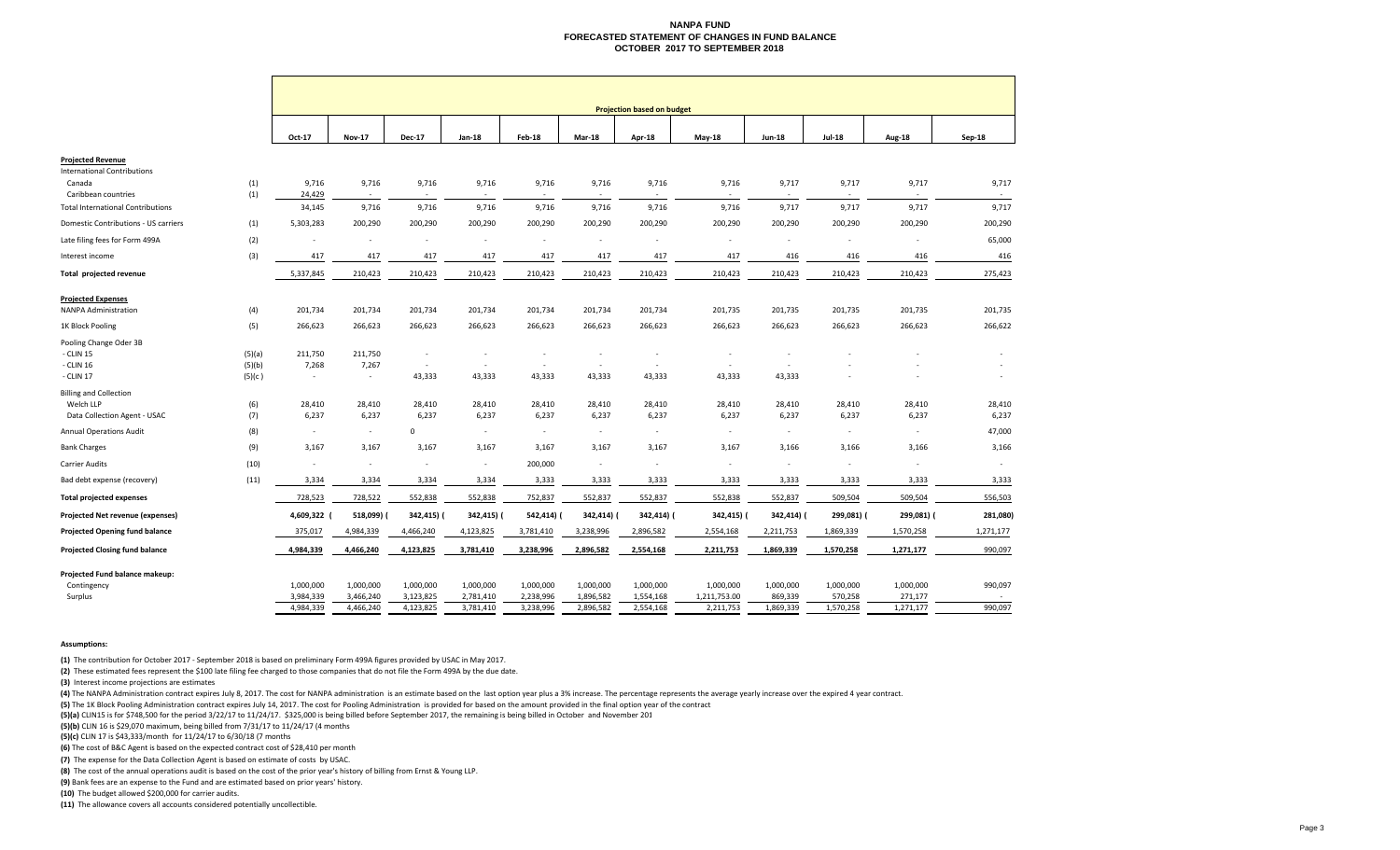# NANPA FUND
## FORECASTED STATEMENT OF CHANGES IN FUND BALANCE
### OCTOBER 2017 TO SEPTEMBER 2018

| | | Projection based on budget | | | | | | | | | | | |
|---|---|---|---|---|---|---|---|---|---|---|---|---|---|
| | | Oct-17 | Nov-17 | Dec-17 | Jan-18 | Feb-18 | Mar-18 | Apr-18 | May-18 | Jun-18 | Jul-18 | Aug-18 | Sep-18 |
| **Projected Revenue** | | | | | | | | | | | | | |
| International Contributions | | | | | | | | | | | | | |
| Canada | (1) | 9,716 | 9,716 | 9,716 | 9,716 | 9,716 | 9,716 | 9,716 | 9,716 | 9,717 | 9,717 | 9,717 | 9,717 |
| Caribbean countries | (1) | 24,429 | - | - | - | - | - | - | - | - | - | - | - |
| Total International Contributions | | 34,145 | 9,716 | 9,716 | 9,716 | 9,716 | 9,716 | 9,716 | 9,716 | 9,717 | 9,717 | 9,717 | 9,717 |
| Domestic Contributions - US carriers | (1) | 5,303,283 | 200,290 | 200,290 | 200,290 | 200,290 | 200,290 | 200,290 | 200,290 | 200,290 | 200,290 | 200,290 | 200,290 |
| Late filing fees for Form 499A | (2) | - | - | - | - | - | - | - | - | - | - | - | 65,000 |
| Interest income | (3) | 417 | 417 | 417 | 417 | 417 | 417 | 417 | 417 | 416 | 416 | 416 | 416 |
| **Total projected revenue** | | 5,337,845 | 210,423 | 210,423 | 210,423 | 210,423 | 210,423 | 210,423 | 210,423 | 210,423 | 210,423 | 210,423 | 275,423 |
| **Projected Expenses** | | | | | | | | | | | | | |
| NANPA Administration | (4) | 201,734 | 201,734 | 201,734 | 201,734 | 201,734 | 201,734 | 201,734 | 201,735 | 201,735 | 201,735 | 201,735 | 201,735 |
| 1K Block Pooling | (5) | 266,623 | 266,623 | 266,623 | 266,623 | 266,623 | 266,623 | 266,623 | 266,623 | 266,623 | 266,623 | 266,623 | 266,622 |
| Pooling Change Oder 3B | | | | | | | | | | | | | |
| - CLIN 15 | (5)(a) | 211,750 | 211,750 | - | - | - | - | - | - | - | - | - | - |
| - CLIN 16 | (5)(b) | 7,268 | 7,267 | - | - | - | - | - | - | - | - | - | - |
| - CLIN 17 | (5)(c ) | - | - | 43,333 | 43,333 | 43,333 | 43,333 | 43,333 | 43,333 | 43,333 | - | - | - |
| Billing and Collection | | | | | | | | | | | | | |
| Welch LLP | (6) | 28,410 | 28,410 | 28,410 | 28,410 | 28,410 | 28,410 | 28,410 | 28,410 | 28,410 | 28,410 | 28,410 | 28,410 |
| Data Collection Agent - USAC | (7) | 6,237 | 6,237 | 6,237 | 6,237 | 6,237 | 6,237 | 6,237 | 6,237 | 6,237 | 6,237 | 6,237 | 6,237 |
| Annual Operations Audit | (8) | - | - | 0 | - | - | - | - | - | - | - | - | 47,000 |
| Bank Charges | (9) | 3,167 | 3,167 | 3,167 | 3,167 | 3,167 | 3,167 | 3,167 | 3,167 | 3,166 | 3,166 | 3,166 | 3,166 |
| Carrier Audits | (10) | - | - | - | - | 200,000 | - | - | - | - | - | - | - |
| Bad debt expense (recovery) | (11) | 3,334 | 3,334 | 3,334 | 3,334 | 3,333 | 3,333 | 3,333 | 3,333 | 3,333 | 3,333 | 3,333 | 3,333 |
| **Total projected expenses** | | 728,523 | 728,522 | 552,838 | 552,838 | 752,837 | 552,837 | 552,837 | 552,838 | 552,837 | 509,504 | 509,504 | 556,503 |
| **Projected Net revenue (expenses)** | | 4,609,322 | (518,099) | (342,415) | (342,415) | (542,414) | (342,414) | (342,414) | (342,415) | (342,414) | (299,081) | (299,081) | (281,080) |
| **Projected Opening fund balance** | | 375,017 | 4,984,339 | 4,466,240 | 4,123,825 | 3,781,410 | 3,238,996 | 2,896,582 | 2,554,168 | 2,211,753 | 1,869,339 | 1,570,258 | 1,271,177 |
| **Projected Closing fund balance** | | 4,984,339 | 4,466,240 | 4,123,825 | 3,781,410 | 3,238,996 | 2,896,582 | 2,554,168 | 2,211,753 | 1,869,339 | 1,570,258 | 1,271,177 | 990,097 |
| **Projected Fund balance makeup:** | | | | | | | | | | | | | |
| Contingency | | 1,000,000 | 1,000,000 | 1,000,000 | 1,000,000 | 1,000,000 | 1,000,000 | 1,000,000 | 1,000,000 | 1,000,000 | 1,000,000 | 1,000,000 | 990,097 |
| Surplus | | 3,984,339 | 3,466,240 | 3,123,825 | 2,781,410 | 2,238,996 | 1,896,582 | 1,554,168 | 1,211,753.00 | 869,339 | 570,258 | 271,177 | - |
| | | 4,984,339 | 4,466,240 | 4,123,825 | 3,781,410 | 3,238,996 | 2,896,582 | 2,554,168 | 2,211,753 | 1,869,339 | 1,570,258 | 1,271,177 | 990,097 |

**Assumptions:**

**(1)** The contribution for October 2017 - September 2018 is based on preliminary Form 499A figures provided by USAC in May 2017.

**(2)** These estimated fees represent the $100 late filing fee charged to those companies that do not file the Form 499A by the due date.

**(3)** Interest income projections are estimates

**(4)** The NANPA Administration contract expires July 8, 2017. The cost for NANPA administration is an estimate based on the last option year plus a 3% increase. The percentage represents the average yearly increase over the expired 4 year contract.

**(5)** The 1K Block Pooling Administration contract expires July 14, 2017. The cost for Pooling Administration is provided for based on the amount provided in the final option year of the contract

**(5)(a)** CLIN15 is for $748,500 for the period 3/22/17 to 11/24/17. $325,000 is being billed before September 2017, the remaining is being billed in October and November 201

**(5)(b)** CLIN 16 is $29,070 maximum, being billed from 7/31/17 to 11/24/17 (4 months

**(5)(c)** CLIN 17 is $43,333/month for 11/24/17 to 6/30/18 (7 months

**(6)** The cost of B&C Agent is based on the expected contract cost of $28,410 per month

**(7)** The expense for the Data Collection Agent is based on estimate of costs by USAC.

**(8)** The cost of the annual operations audit is based on the cost of the prior year's history of billing from Ernst & Young LLP.

**(9)** Bank fees are an expense to the Fund and are estimated based on prior years' history.

**(10)** The budget allowed $200,000 for carrier audits.

**(11)** The allowance covers all accounts considered potentially uncollectible.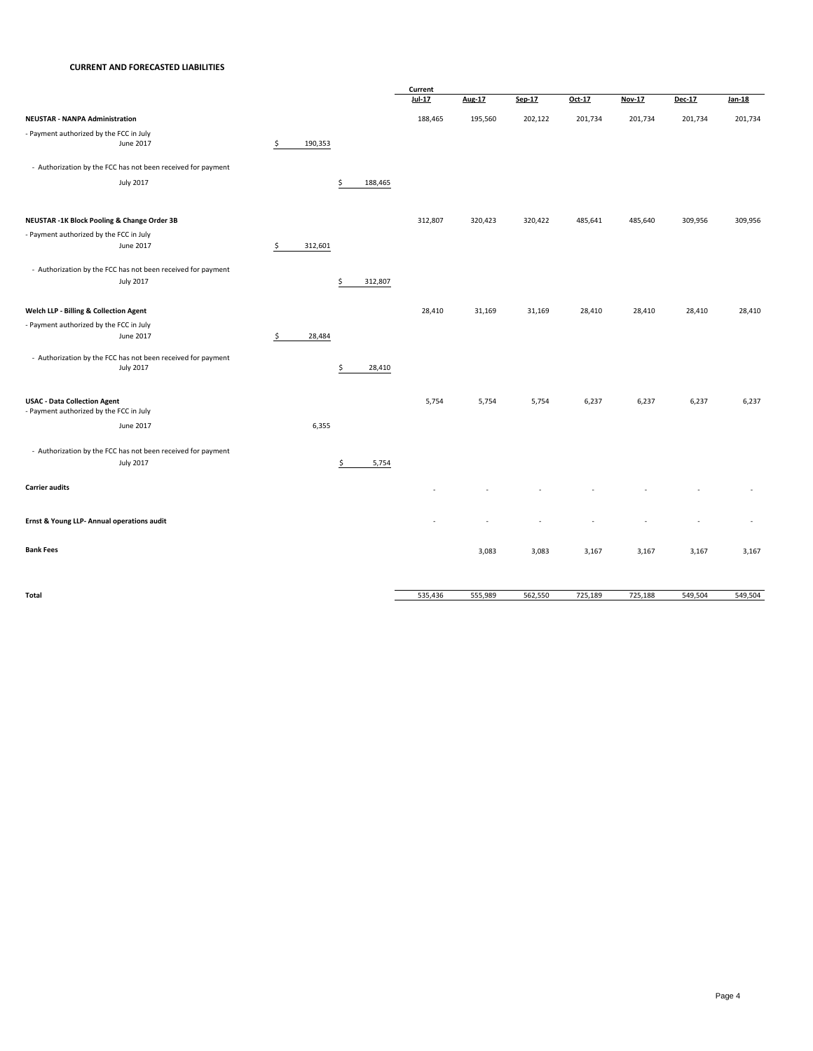**CURRENT AND FORECASTED LIABILITIES**

| | | | Current Jul-17 | Aug-17 | Sep-17 | Oct-17 | Nov-17 | Dec-17 | Jan-18 |
|---|---|---|---|---|---|---|---|---|---|
| **NEUSTAR - NANPA Administration** | | | 188,465 | 195,560 | 202,122 | 201,734 | 201,734 | 201,734 | 201,734 |
| - Payment authorized by the FCC in July | | | | | | | | | |
| June 2017 | $ 190,353 | | | | | | | | |
| - Authorization by the FCC has not been received for payment | | | | | | | | | |
| July 2017 | | $ 188,465 | | | | | | | |
| **NEUSTAR -1K Block Pooling & Change Order 3B** | | | 312,807 | 320,423 | 320,422 | 485,641 | 485,640 | 309,956 | 309,956 |
| - Payment authorized by the FCC in July | | | | | | | | | |
| June 2017 | $ 312,601 | | | | | | | | |
| - Authorization by the FCC has not been received for payment | | | | | | | | | |
| July 2017 | | $ 312,807 | | | | | | | |
| **Welch LLP - Billing & Collection Agent** | | | 28,410 | 31,169 | 31,169 | 28,410 | 28,410 | 28,410 | 28,410 |
| - Payment authorized by the FCC in July | | | | | | | | | |
| June 2017 | $ 28,484 | | | | | | | | |
| - Authorization by the FCC has not been received for payment | | | | | | | | | |
| July 2017 | | $ 28,410 | | | | | | | |
| **USAC - Data Collection Agent** | | | 5,754 | 5,754 | 5,754 | 6,237 | 6,237 | 6,237 | 6,237 |
| - Payment authorized by the FCC in July | | | | | | | | | |
| June 2017 | 6,355 | | | | | | | | |
| - Authorization by the FCC has not been received for payment | | | | | | | | | |
| July 2017 | | $ 5,754 | | | | | | | |
| **Carrier audits** | | | - | - | - | - | - | - | - |
| **Ernst & Young LLP- Annual operations audit** | | | - | - | - | - | - | - | - |
| **Bank Fees** | | | | 3,083 | 3,083 | 3,167 | 3,167 | 3,167 | 3,167 |
| **Total** | | | 535,436 | 555,989 | 562,550 | 725,189 | 725,188 | 549,504 | 549,504 |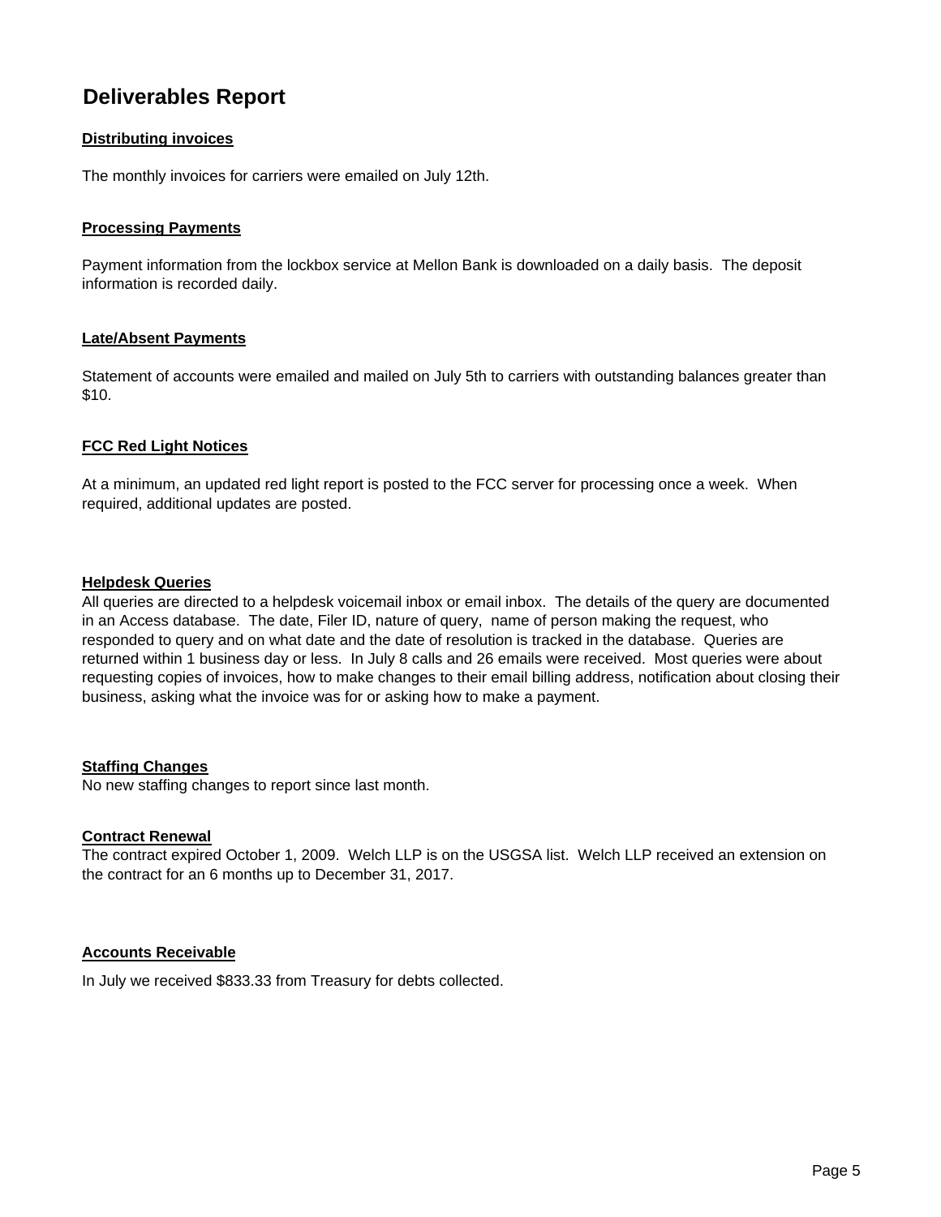# Deliverables Report

**Distributing invoices**

The monthly invoices for carriers were emailed on July 12th.

**Processing Payments**

Payment information from the lockbox service at Mellon Bank is downloaded on a daily basis. The deposit information is recorded daily.

**Late/Absent Payments**

Statement of accounts were emailed and mailed on July 5th to carriers with outstanding balances greater than $10.

**FCC Red Light Notices**

At a minimum, an updated red light report is posted to the FCC server for processing once a week. When required, additional updates are posted.

**Helpdesk Queries**

All queries are directed to a helpdesk voicemail inbox or email inbox. The details of the query are documented in an Access database. The date, Filer ID, nature of query, name of person making the request, who responded to query and on what date and the date of resolution is tracked in the database. Queries are returned within 1 business day or less. In July 8 calls and 26 emails were received. Most queries were about requesting copies of invoices, how to make changes to their email billing address, notification about closing their business, asking what the invoice was for or asking how to make a payment.

**Staffing Changes**

No new staffing changes to report since last month.

**Contract Renewal**

The contract expired October 1, 2009. Welch LLP is on the USGSA list. Welch LLP received an extension on the contract for an 6 months up to December 31, 2017.

**Accounts Receivable**

In July we received $833.33 from Treasury for debts collected.